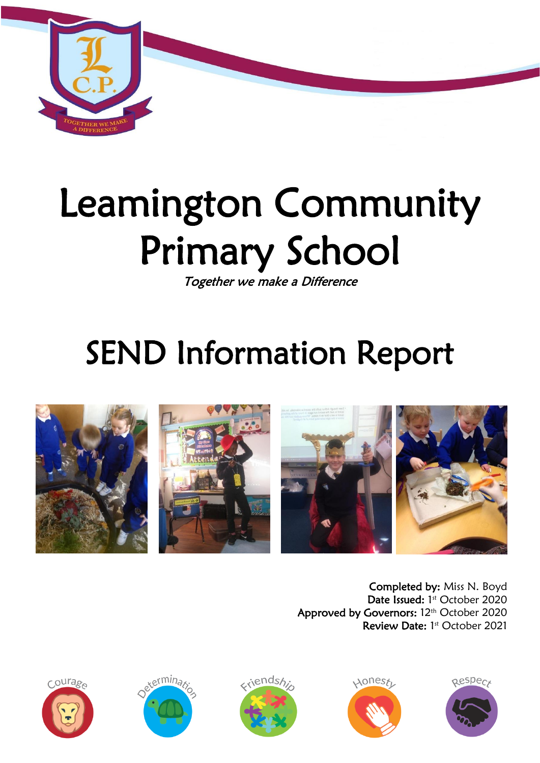# Leamington Community Primary School

*Together we make a Difference*

# SEND Information Report

**Completed by:** Miss N. Boyd
**Date Issued:** 1st October 2020
**Approved by Governors:** 12th October 2020
**Review Date:** 1st October 2021

Courage Determination Friendship Honesty Respect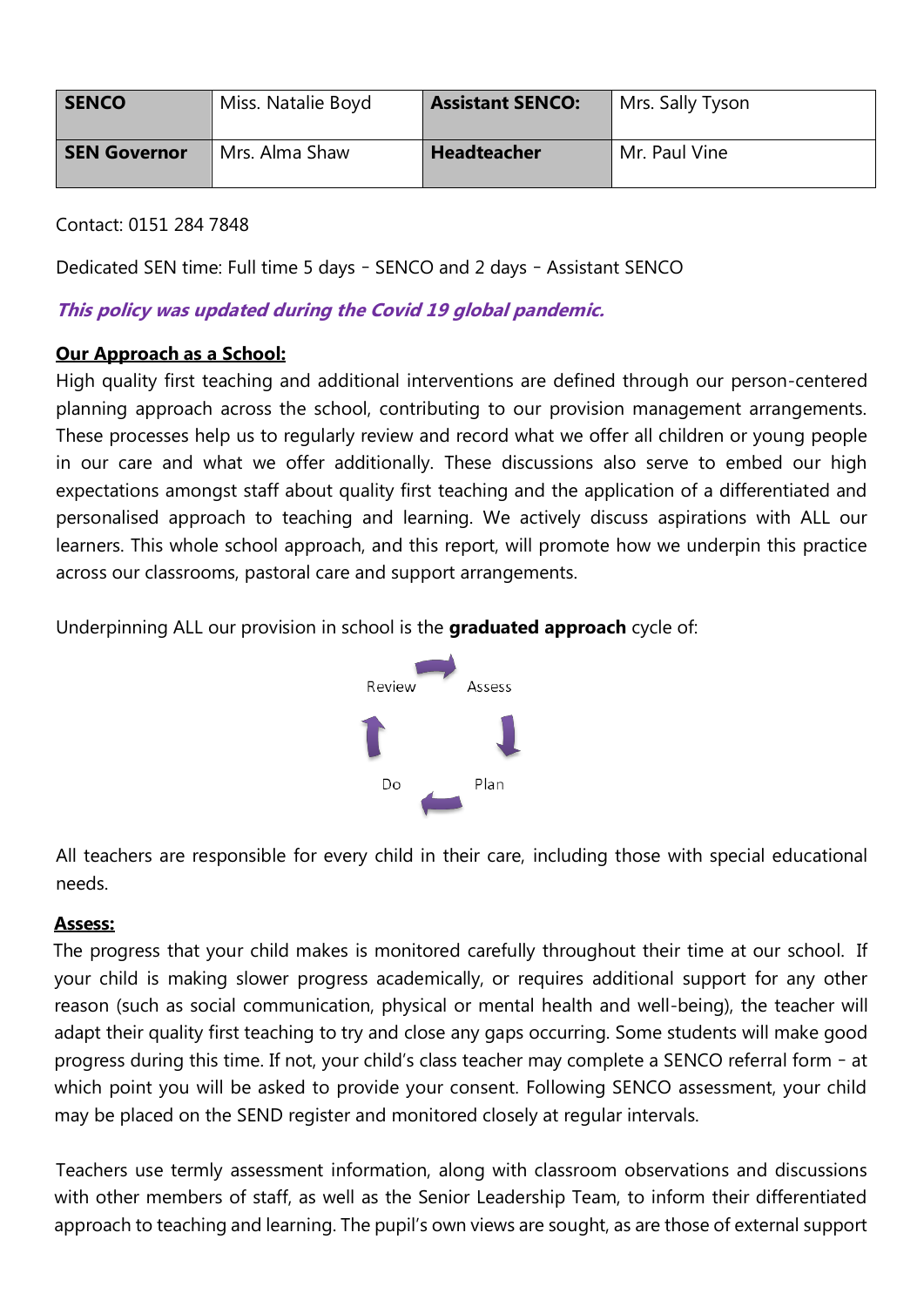| SENCO | Miss. Natalie Boyd | Assistant SENCO: | Mrs. Sally Tyson |
|---|---|---|---|
| SEN Governor | Mrs. Alma Shaw | Headteacher | Mr. Paul Vine |

Contact: 0151 284 7848

Dedicated SEN time: Full time 5 days - SENCO and 2 days - Assistant SENCO

***This policy was updated during the Covid 19 global pandemic.***

**Our Approach as a School:**

High quality first teaching and additional interventions are defined through our person-centered planning approach across the school, contributing to our provision management arrangements. These processes help us to regularly review and record what we offer all children or young people in our care and what we offer additionally. These discussions also serve to embed our high expectations amongst staff about quality first teaching and the application of a differentiated and personalised approach to teaching and learning. We actively discuss aspirations with ALL our learners. This whole school approach, and this report, will promote how we underpin this practice across our classrooms, pastoral care and support arrangements.

Underpinning ALL our provision in school is the **graduated approach** cycle of:

Review → Assess → Plan → Do → Review

All teachers are responsible for every child in their care, including those with special educational needs.

**Assess:**

The progress that your child makes is monitored carefully throughout their time at our school. If your child is making slower progress academically, or requires additional support for any other reason (such as social communication, physical or mental health and well-being), the teacher will adapt their quality first teaching to try and close any gaps occurring. Some students will make good progress during this time. If not, your child's class teacher may complete a SENCO referral form - at which point you will be asked to provide your consent. Following SENCO assessment, your child may be placed on the SEND register and monitored closely at regular intervals.

Teachers use termly assessment information, along with classroom observations and discussions with other members of staff, as well as the Senior Leadership Team, to inform their differentiated approach to teaching and learning. The pupil's own views are sought, as are those of external support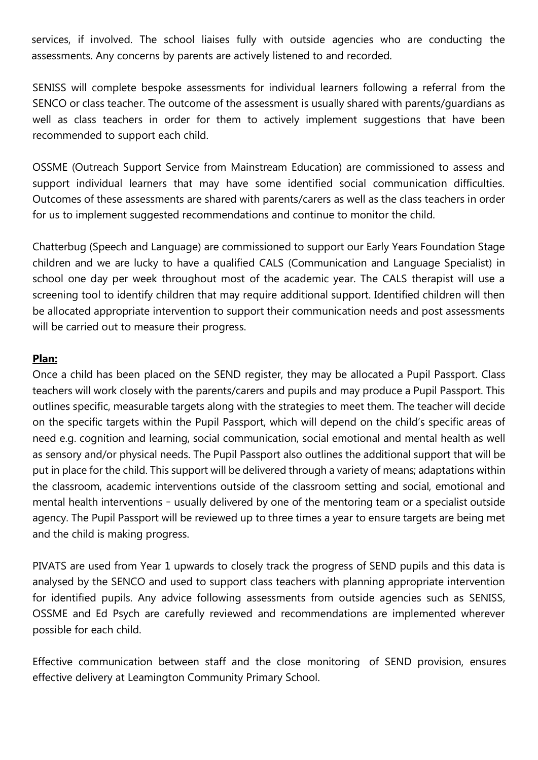services, if involved. The school liaises fully with outside agencies who are conducting the assessments. Any concerns by parents are actively listened to and recorded.

SENISS will complete bespoke assessments for individual learners following a referral from the SENCO or class teacher. The outcome of the assessment is usually shared with parents/guardians as well as class teachers in order for them to actively implement suggestions that have been recommended to support each child.

OSSME (Outreach Support Service from Mainstream Education) are commissioned to assess and support individual learners that may have some identified social communication difficulties. Outcomes of these assessments are shared with parents/carers as well as the class teachers in order for us to implement suggested recommendations and continue to monitor the child.

Chatterbug (Speech and Language) are commissioned to support our Early Years Foundation Stage children and we are lucky to have a qualified CALS (Communication and Language Specialist) in school one day per week throughout most of the academic year. The CALS therapist will use a screening tool to identify children that may require additional support. Identified children will then be allocated appropriate intervention to support their communication needs and post assessments will be carried out to measure their progress.

**Plan:**

Once a child has been placed on the SEND register, they may be allocated a Pupil Passport. Class teachers will work closely with the parents/carers and pupils and may produce a Pupil Passport. This outlines specific, measurable targets along with the strategies to meet them. The teacher will decide on the specific targets within the Pupil Passport, which will depend on the child's specific areas of need e.g. cognition and learning, social communication, social emotional and mental health as well as sensory and/or physical needs. The Pupil Passport also outlines the additional support that will be put in place for the child. This support will be delivered through a variety of means; adaptations within the classroom, academic interventions outside of the classroom setting and social, emotional and mental health interventions - usually delivered by one of the mentoring team or a specialist outside agency. The Pupil Passport will be reviewed up to three times a year to ensure targets are being met and the child is making progress.

PIVATS are used from Year 1 upwards to closely track the progress of SEND pupils and this data is analysed by the SENCO and used to support class teachers with planning appropriate intervention for identified pupils. Any advice following assessments from outside agencies such as SENISS, OSSME and Ed Psych are carefully reviewed and recommendations are implemented wherever possible for each child.

Effective communication between staff and the close monitoring of SEND provision, ensures effective delivery at Leamington Community Primary School.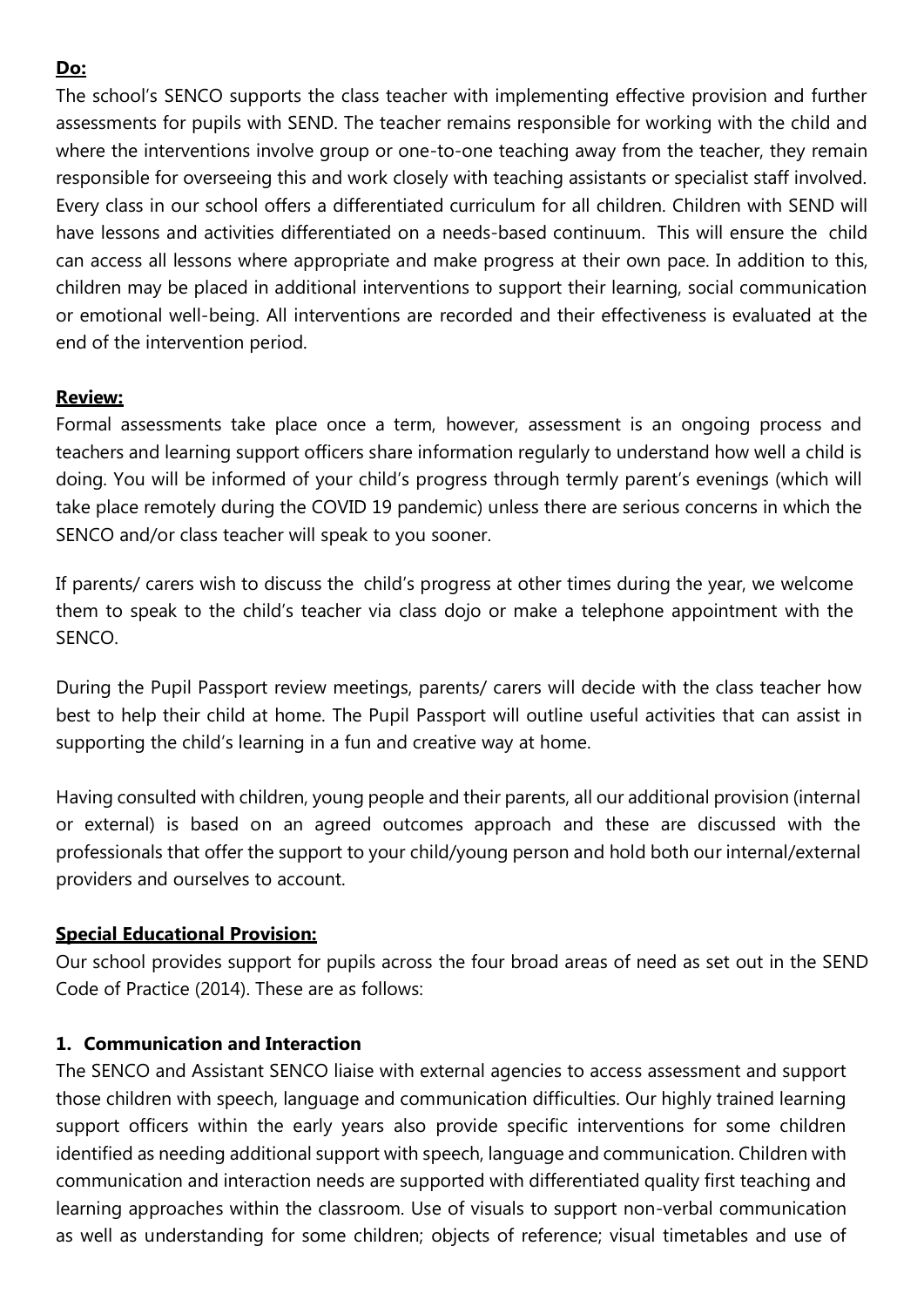**Do:**

The school's SENCO supports the class teacher with implementing effective provision and further assessments for pupils with SEND. The teacher remains responsible for working with the child and where the interventions involve group or one-to-one teaching away from the teacher, they remain responsible for overseeing this and work closely with teaching assistants or specialist staff involved. Every class in our school offers a differentiated curriculum for all children. Children with SEND will have lessons and activities differentiated on a needs-based continuum. This will ensure the child can access all lessons where appropriate and make progress at their own pace. In addition to this, children may be placed in additional interventions to support their learning, social communication or emotional well-being. All interventions are recorded and their effectiveness is evaluated at the end of the intervention period.

**Review:**

Formal assessments take place once a term, however, assessment is an ongoing process and teachers and learning support officers share information regularly to understand how well a child is doing. You will be informed of your child's progress through termly parent's evenings (which will take place remotely during the COVID 19 pandemic) unless there are serious concerns in which the SENCO and/or class teacher will speak to you sooner.

If parents/ carers wish to discuss the child's progress at other times during the year, we welcome them to speak to the child's teacher via class dojo or make a telephone appointment with the SENCO.

During the Pupil Passport review meetings, parents/ carers will decide with the class teacher how best to help their child at home. The Pupil Passport will outline useful activities that can assist in supporting the child's learning in a fun and creative way at home.

Having consulted with children, young people and their parents, all our additional provision (internal or external) is based on an agreed outcomes approach and these are discussed with the professionals that offer the support to your child/young person and hold both our internal/external providers and ourselves to account.

**Special Educational Provision:**

Our school provides support for pupils across the four broad areas of need as set out in the SEND Code of Practice (2014). These are as follows:

**1. Communication and Interaction**

The SENCO and Assistant SENCO liaise with external agencies to access assessment and support those children with speech, language and communication difficulties. Our highly trained learning support officers within the early years also provide specific interventions for some children identified as needing additional support with speech, language and communication. Children with communication and interaction needs are supported with differentiated quality first teaching and learning approaches within the classroom. Use of visuals to support non-verbal communication as well as understanding for some children; objects of reference; visual timetables and use of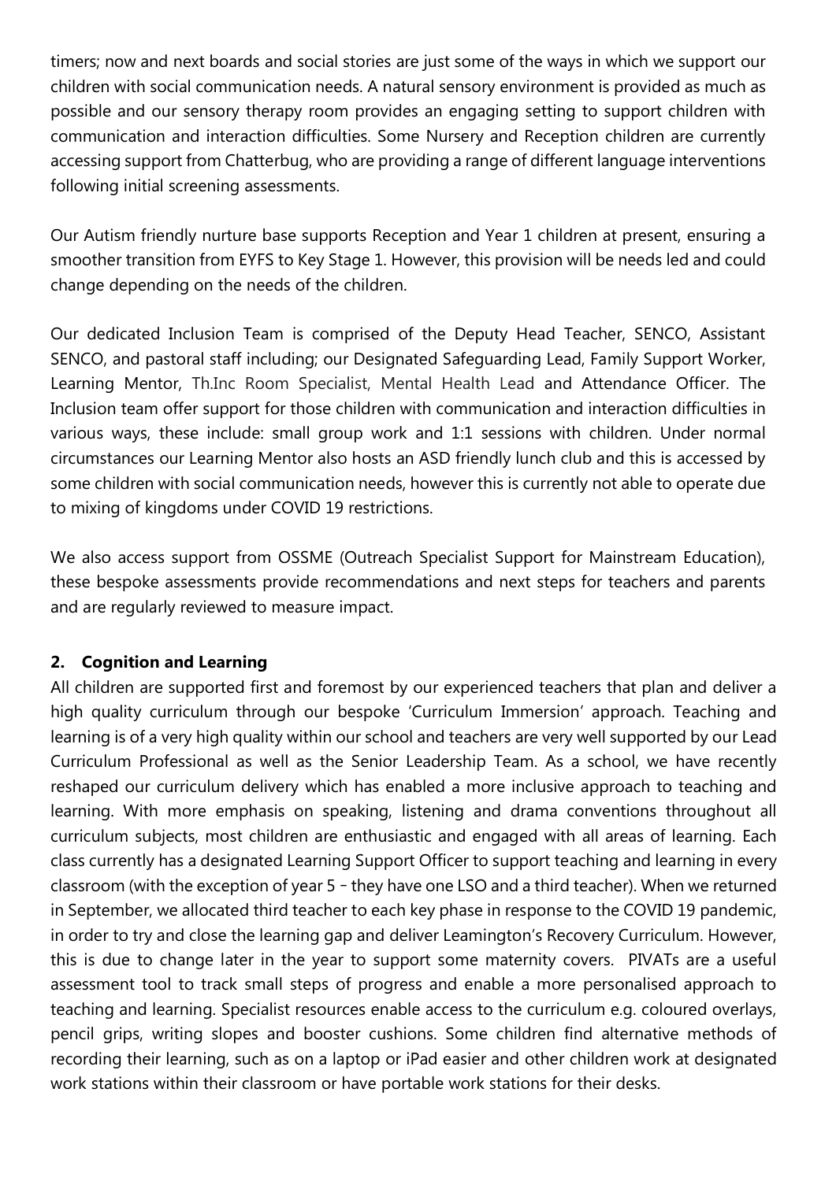timers; now and next boards and social stories are just some of the ways in which we support our children with social communication needs. A natural sensory environment is provided as much as possible and our sensory therapy room provides an engaging setting to support children with communication and interaction difficulties. Some Nursery and Reception children are currently accessing support from Chatterbug, who are providing a range of different language interventions following initial screening assessments.

Our Autism friendly nurture base supports Reception and Year 1 children at present, ensuring a smoother transition from EYFS to Key Stage 1. However, this provision will be needs led and could change depending on the needs of the children.

Our dedicated Inclusion Team is comprised of the Deputy Head Teacher, SENCO, Assistant SENCO, and pastoral staff including; our Designated Safeguarding Lead, Family Support Worker, Learning Mentor, Th.Inc Room Specialist, Mental Health Lead and Attendance Officer. The Inclusion team offer support for those children with communication and interaction difficulties in various ways, these include: small group work and 1:1 sessions with children. Under normal circumstances our Learning Mentor also hosts an ASD friendly lunch club and this is accessed by some children with social communication needs, however this is currently not able to operate due to mixing of kingdoms under COVID 19 restrictions.

We also access support from OSSME (Outreach Specialist Support for Mainstream Education), these bespoke assessments provide recommendations and next steps for teachers and parents and are regularly reviewed to measure impact.

## 2. Cognition and Learning

All children are supported first and foremost by our experienced teachers that plan and deliver a high quality curriculum through our bespoke 'Curriculum Immersion' approach. Teaching and learning is of a very high quality within our school and teachers are very well supported by our Lead Curriculum Professional as well as the Senior Leadership Team. As a school, we have recently reshaped our curriculum delivery which has enabled a more inclusive approach to teaching and learning. With more emphasis on speaking, listening and drama conventions throughout all curriculum subjects, most children are enthusiastic and engaged with all areas of learning. Each class currently has a designated Learning Support Officer to support teaching and learning in every classroom (with the exception of year 5 – they have one LSO and a third teacher). When we returned in September, we allocated third teacher to each key phase in response to the COVID 19 pandemic, in order to try and close the learning gap and deliver Leamington's Recovery Curriculum. However, this is due to change later in the year to support some maternity covers. PIVATs are a useful assessment tool to track small steps of progress and enable a more personalised approach to teaching and learning. Specialist resources enable access to the curriculum e.g. coloured overlays, pencil grips, writing slopes and booster cushions. Some children find alternative methods of recording their learning, such as on a laptop or iPad easier and other children work at designated work stations within their classroom or have portable work stations for their desks.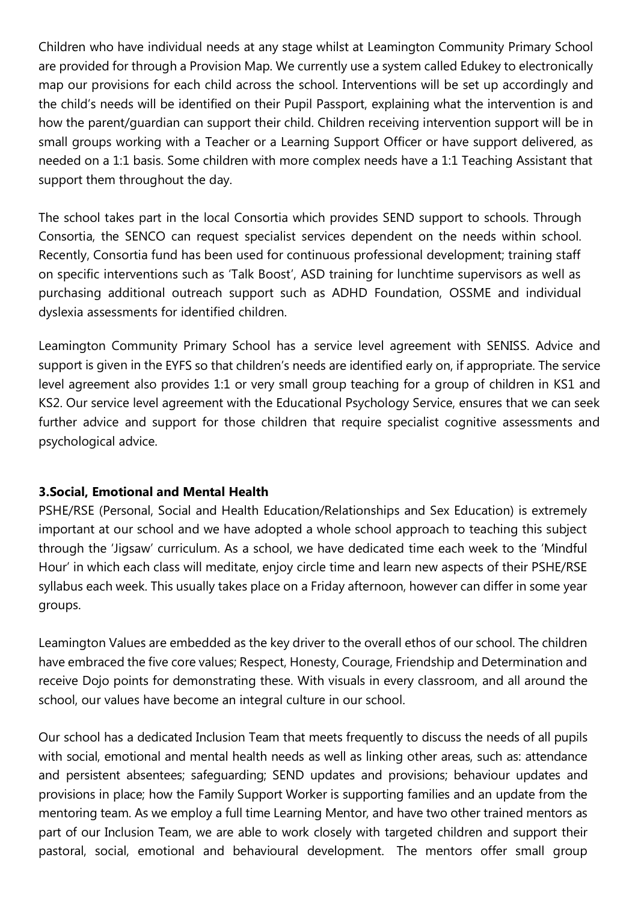Children who have individual needs at any stage whilst at Leamington Community Primary School are provided for through a Provision Map. We currently use a system called Edukey to electronically map our provisions for each child across the school. Interventions will be set up accordingly and the child's needs will be identified on their Pupil Passport, explaining what the intervention is and how the parent/guardian can support their child. Children receiving intervention support will be in small groups working with a Teacher or a Learning Support Officer or have support delivered, as needed on a 1:1 basis. Some children with more complex needs have a 1:1 Teaching Assistant that support them throughout the day.

The school takes part in the local Consortia which provides SEND support to schools. Through Consortia, the SENCO can request specialist services dependent on the needs within school. Recently, Consortia fund has been used for continuous professional development; training staff on specific interventions such as 'Talk Boost', ASD training for lunchtime supervisors as well as purchasing additional outreach support such as ADHD Foundation, OSSME and individual dyslexia assessments for identified children.

Leamington Community Primary School has a service level agreement with SENISS. Advice and support is given in the EYFS so that children's needs are identified early on, if appropriate. The service level agreement also provides 1:1 or very small group teaching for a group of children in KS1 and KS2. Our service level agreement with the Educational Psychology Service, ensures that we can seek further advice and support for those children that require specialist cognitive assessments and psychological advice.

**3.Social, Emotional and Mental Health**

PSHE/RSE (Personal, Social and Health Education/Relationships and Sex Education) is extremely important at our school and we have adopted a whole school approach to teaching this subject through the 'Jigsaw' curriculum. As a school, we have dedicated time each week to the 'Mindful Hour' in which each class will meditate, enjoy circle time and learn new aspects of their PSHE/RSE syllabus each week. This usually takes place on a Friday afternoon, however can differ in some year groups.

Leamington Values are embedded as the key driver to the overall ethos of our school. The children have embraced the five core values; Respect, Honesty, Courage, Friendship and Determination and receive Dojo points for demonstrating these. With visuals in every classroom, and all around the school, our values have become an integral culture in our school.

Our school has a dedicated Inclusion Team that meets frequently to discuss the needs of all pupils with social, emotional and mental health needs as well as linking other areas, such as: attendance and persistent absentees; safeguarding; SEND updates and provisions; behaviour updates and provisions in place; how the Family Support Worker is supporting families and an update from the mentoring team. As we employ a full time Learning Mentor, and have two other trained mentors as part of our Inclusion Team, we are able to work closely with targeted children and support their pastoral, social, emotional and behavioural development. The mentors offer small group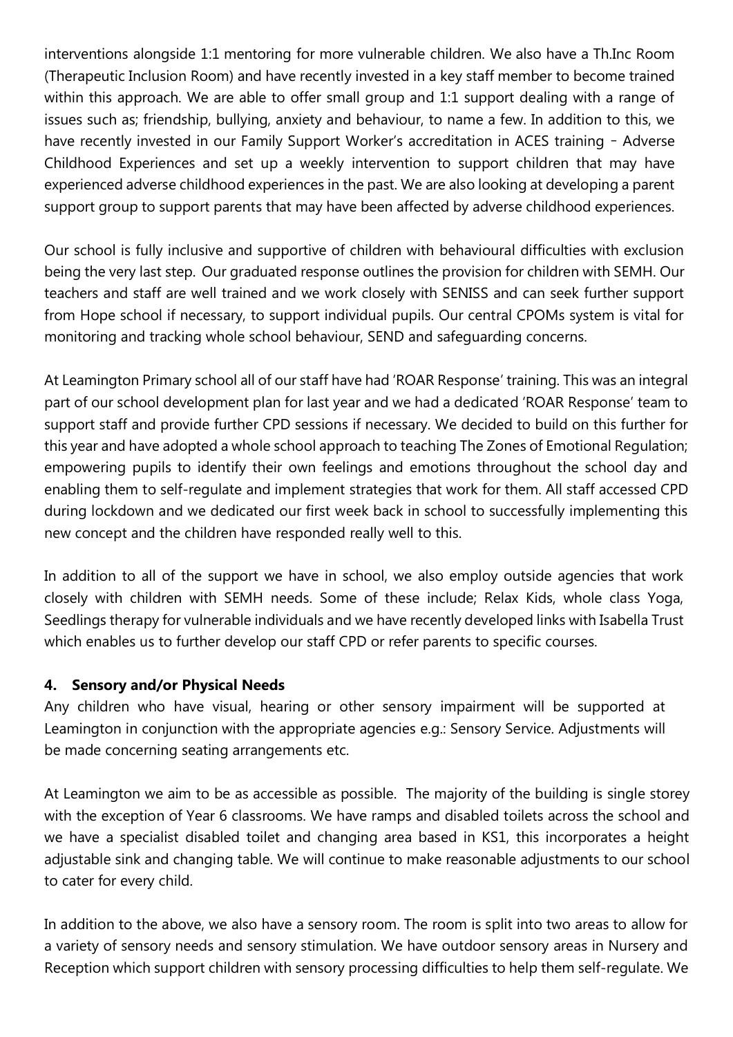interventions alongside 1:1 mentoring for more vulnerable children. We also have a Th.Inc Room (Therapeutic Inclusion Room) and have recently invested in a key staff member to become trained within this approach. We are able to offer small group and 1:1 support dealing with a range of issues such as; friendship, bullying, anxiety and behaviour, to name a few. In addition to this, we have recently invested in our Family Support Worker's accreditation in ACES training - Adverse Childhood Experiences and set up a weekly intervention to support children that may have experienced adverse childhood experiences in the past. We are also looking at developing a parent support group to support parents that may have been affected by adverse childhood experiences.

Our school is fully inclusive and supportive of children with behavioural difficulties with exclusion being the very last step. Our graduated response outlines the provision for children with SEMH. Our teachers and staff are well trained and we work closely with SENISS and can seek further support from Hope school if necessary, to support individual pupils. Our central CPOMs system is vital for monitoring and tracking whole school behaviour, SEND and safeguarding concerns.

At Leamington Primary school all of our staff have had 'ROAR Response' training. This was an integral part of our school development plan for last year and we had a dedicated 'ROAR Response' team to support staff and provide further CPD sessions if necessary. We decided to build on this further for this year and have adopted a whole school approach to teaching The Zones of Emotional Regulation; empowering pupils to identify their own feelings and emotions throughout the school day and enabling them to self-regulate and implement strategies that work for them. All staff accessed CPD during lockdown and we dedicated our first week back in school to successfully implementing this new concept and the children have responded really well to this.

In addition to all of the support we have in school, we also employ outside agencies that work closely with children with SEMH needs. Some of these include; Relax Kids, whole class Yoga, Seedlings therapy for vulnerable individuals and we have recently developed links with Isabella Trust which enables us to further develop our staff CPD or refer parents to specific courses.

**4. Sensory and/or Physical Needs**

Any children who have visual, hearing or other sensory impairment will be supported at Leamington in conjunction with the appropriate agencies e.g.: Sensory Service. Adjustments will be made concerning seating arrangements etc.

At Leamington we aim to be as accessible as possible. The majority of the building is single storey with the exception of Year 6 classrooms. We have ramps and disabled toilets across the school and we have a specialist disabled toilet and changing area based in KS1, this incorporates a height adjustable sink and changing table. We will continue to make reasonable adjustments to our school to cater for every child.

In addition to the above, we also have a sensory room. The room is split into two areas to allow for a variety of sensory needs and sensory stimulation. We have outdoor sensory areas in Nursery and Reception which support children with sensory processing difficulties to help them self-regulate. We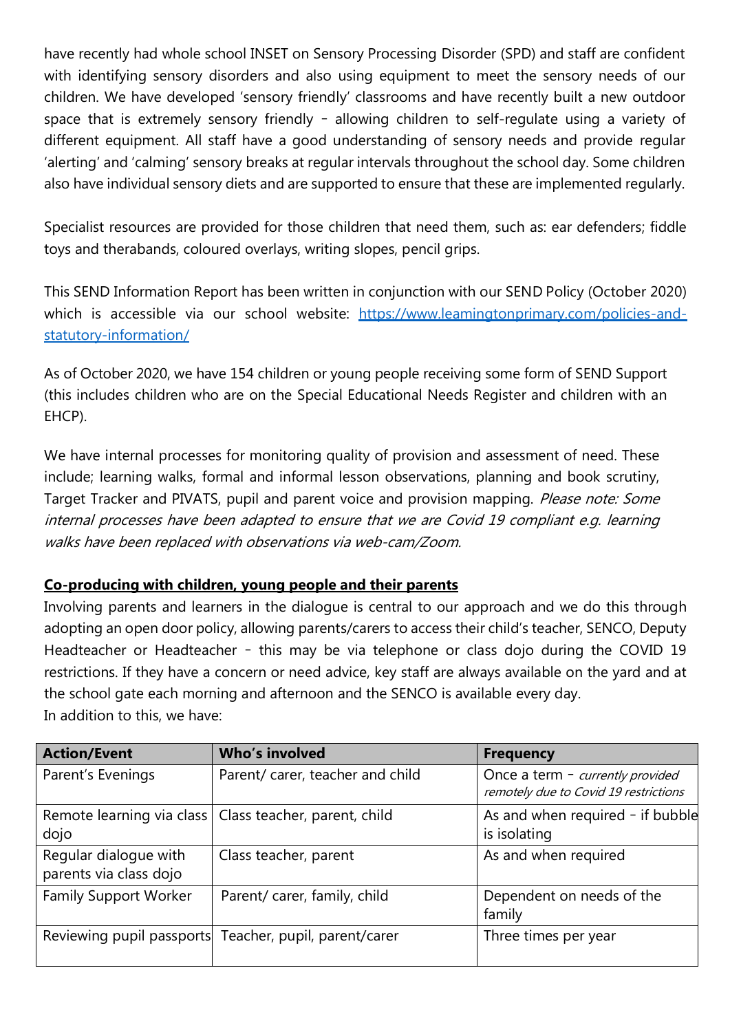have recently had whole school INSET on Sensory Processing Disorder (SPD) and staff are confident with identifying sensory disorders and also using equipment to meet the sensory needs of our children. We have developed 'sensory friendly' classrooms and have recently built a new outdoor space that is extremely sensory friendly – allowing children to self-regulate using a variety of different equipment. All staff have a good understanding of sensory needs and provide regular 'alerting' and 'calming' sensory breaks at regular intervals throughout the school day. Some children also have individual sensory diets and are supported to ensure that these are implemented regularly.

Specialist resources are provided for those children that need them, such as: ear defenders; fiddle toys and therabands, coloured overlays, writing slopes, pencil grips.

This SEND Information Report has been written in conjunction with our SEND Policy (October 2020) which is accessible via our school website: [https://www.leamingtonprimary.com/policies-and-statutory-information/](https://www.leamingtonprimary.com/policies-and-statutory-information/)

As of October 2020, we have 154 children or young people receiving some form of SEND Support (this includes children who are on the Special Educational Needs Register and children with an EHCP).

We have internal processes for monitoring quality of provision and assessment of need. These include; learning walks, formal and informal lesson observations, planning and book scrutiny, Target Tracker and PIVATS, pupil and parent voice and provision mapping. *Please note: Some internal processes have been adapted to ensure that we are Covid 19 compliant e.g. learning walks have been replaced with observations via web-cam/Zoom.*

**Co-producing with children, young people and their parents**

Involving parents and learners in the dialogue is central to our approach and we do this through adopting an open door policy, allowing parents/carers to access their child's teacher, SENCO, Deputy Headteacher or Headteacher – this may be via telephone or class dojo during the COVID 19 restrictions. If they have a concern or need advice, key staff are always available on the yard and at the school gate each morning and afternoon and the SENCO is available every day.
In addition to this, we have:

| Action/Event | Who's involved | Frequency |
|---|---|---|
| Parent's Evenings | Parent/ carer, teacher and child | Once a term – *currently provided remotely due to Covid 19 restrictions* |
| Remote learning via class dojo | Class teacher, parent, child | As and when required – if bubble is isolating |
| Regular dialogue with parents via class dojo | Class teacher, parent | As and when required |
| Family Support Worker | Parent/ carer, family, child | Dependent on needs of the family |
| Reviewing pupil passports | Teacher, pupil, parent/carer | Three times per year |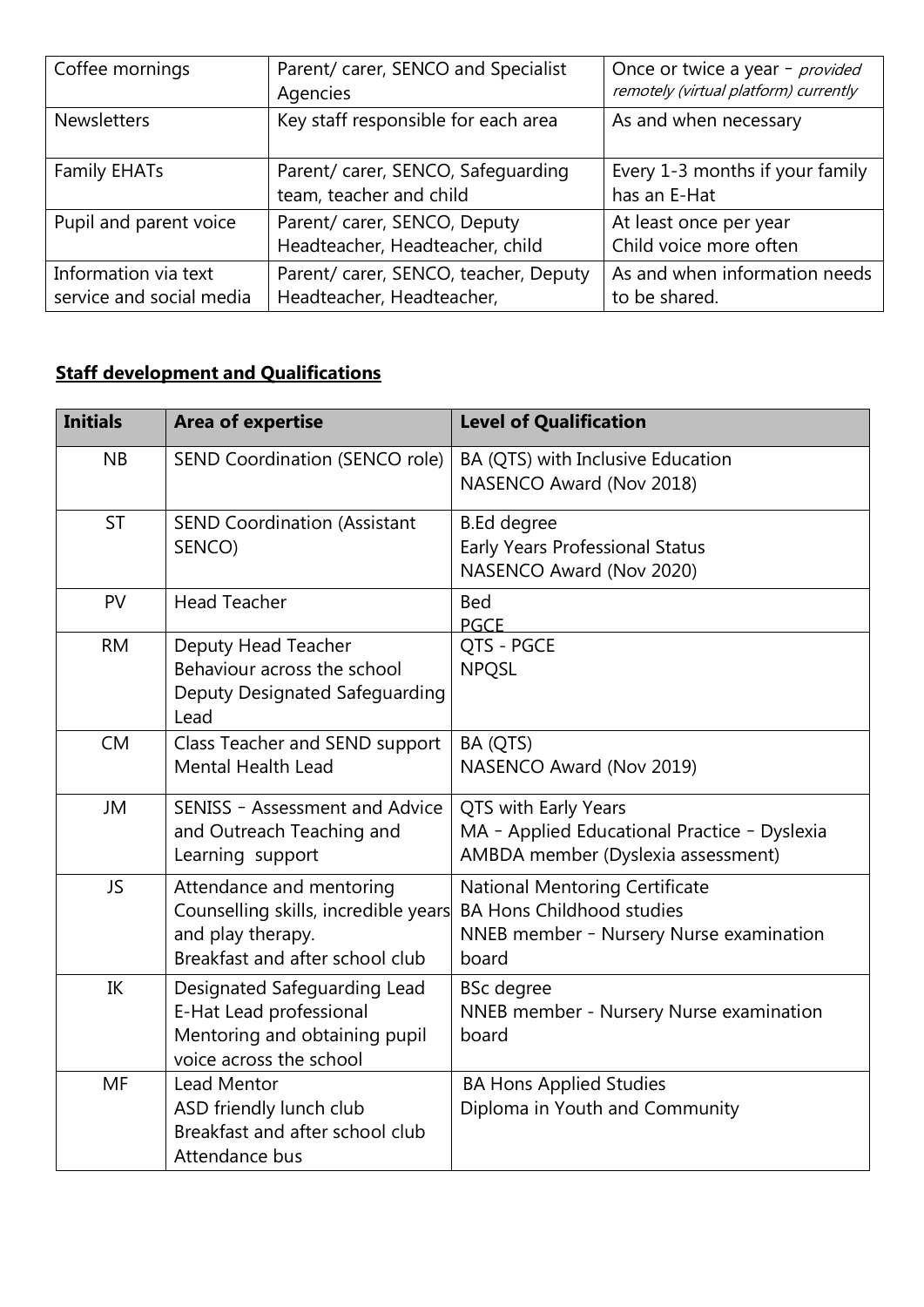| Coffee mornings | Parent/ carer, SENCO and Specialist Agencies | Once or twice a year – *provided remotely (virtual platform) currently* |
|---|---|---|
| Newsletters | Key staff responsible for each area | As and when necessary |
| Family EHATs | Parent/ carer, SENCO, Safeguarding team, teacher and child | Every 1-3 months if your family has an E-Hat |
| Pupil and parent voice | Parent/ carer, SENCO, Deputy Headteacher, Headteacher, child | At least once per year<br>Child voice more often |
| Information via text service and social media | Parent/ carer, SENCO, teacher, Deputy Headteacher, Headteacher, | As and when information needs to be shared. |

**Staff development and Qualifications**

| Initials | Area of expertise | Level of Qualification |
|---|---|---|
| NB | SEND Coordination (SENCO role) | BA (QTS) with Inclusive Education<br>NASENCO Award (Nov 2018) |
| ST | SEND Coordination (Assistant SENCO) | B.Ed degree<br>Early Years Professional Status<br>NASENCO Award (Nov 2020) |
| PV | Head Teacher | Bed<br>PGCE |
| RM | Deputy Head Teacher<br>Behaviour across the school<br>Deputy Designated Safeguarding Lead | QTS - PGCE<br>NPQSL |
| CM | Class Teacher and SEND support<br>Mental Health Lead | BA (QTS)<br>NASENCO Award (Nov 2019) |
| JM | SENISS – Assessment and Advice and Outreach Teaching and Learning support | QTS with Early Years<br>MA – Applied Educational Practice – Dyslexia<br>AMBDA member (Dyslexia assessment) |
| JS | Attendance and mentoring<br>Counselling skills, incredible years and play therapy.<br>Breakfast and after school club | National Mentoring Certificate<br>BA Hons Childhood studies<br>NNEB member – Nursery Nurse examination board |
| IK | Designated Safeguarding Lead<br>E-Hat Lead professional<br>Mentoring and obtaining pupil voice across the school | BSc degree<br>NNEB member - Nursery Nurse examination board |
| MF | Lead Mentor<br>ASD friendly lunch club<br>Breakfast and after school club<br>Attendance bus | BA Hons Applied Studies<br>Diploma in Youth and Community |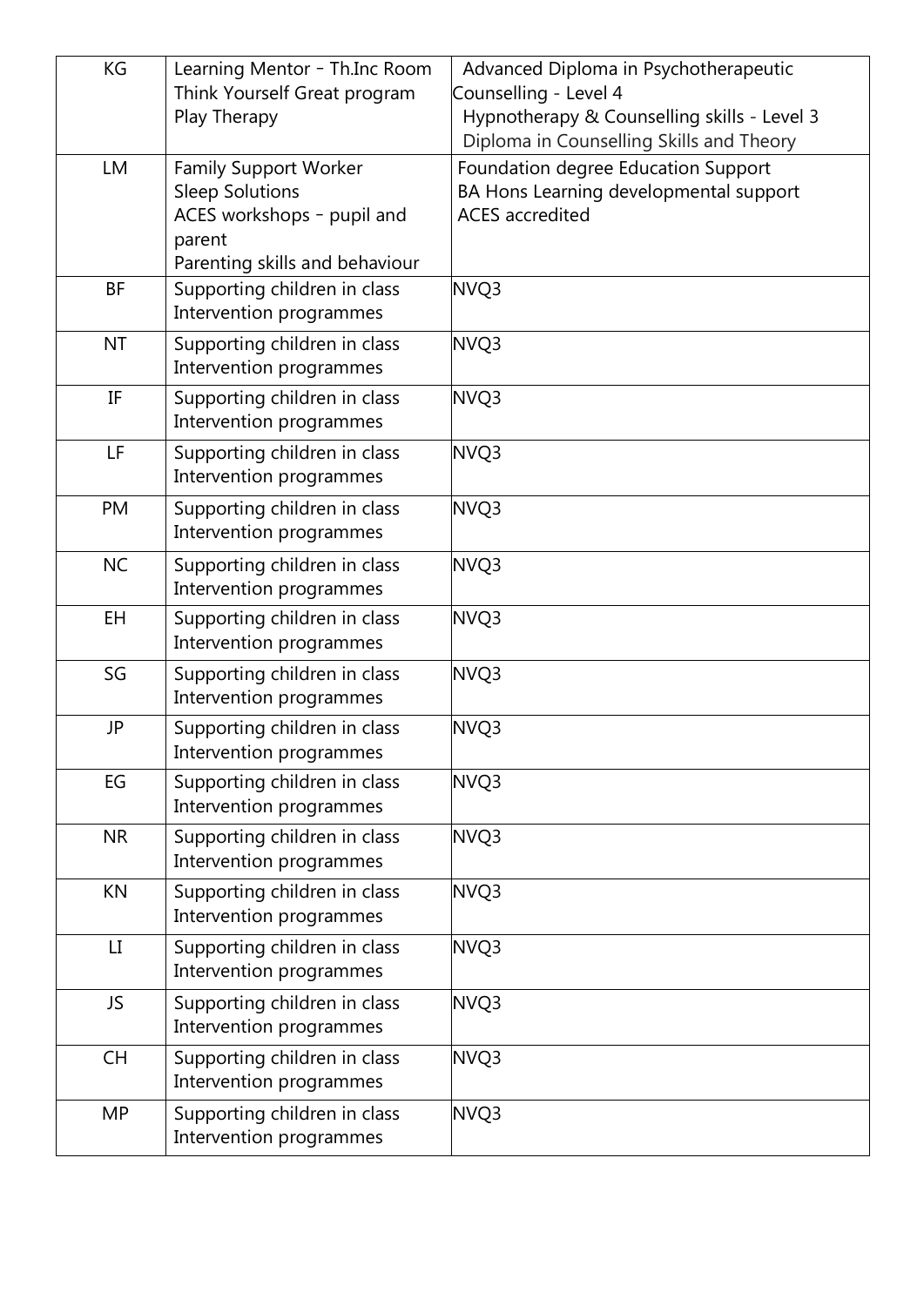| | | |
|---|---|---|
| KG | Learning Mentor – Th.Inc Room<br>Think Yourself Great program<br>Play Therapy | Advanced Diploma in Psychotherapeutic Counselling - Level 4<br>Hypnotherapy & Counselling skills - Level 3<br>Diploma in Counselling Skills and Theory |
| LM | Family Support Worker<br>Sleep Solutions<br>ACES workshops – pupil and parent<br>Parenting skills and behaviour | Foundation degree Education Support<br>BA Hons Learning developmental support<br>ACES accredited |
| BF | Supporting children in class<br>Intervention programmes | NVQ3 |
| NT | Supporting children in class<br>Intervention programmes | NVQ3 |
| IF | Supporting children in class<br>Intervention programmes | NVQ3 |
| LF | Supporting children in class<br>Intervention programmes | NVQ3 |
| PM | Supporting children in class<br>Intervention programmes | NVQ3 |
| NC | Supporting children in class<br>Intervention programmes | NVQ3 |
| EH | Supporting children in class<br>Intervention programmes | NVQ3 |
| SG | Supporting children in class<br>Intervention programmes | NVQ3 |
| JP | Supporting children in class<br>Intervention programmes | NVQ3 |
| EG | Supporting children in class<br>Intervention programmes | NVQ3 |
| NR | Supporting children in class<br>Intervention programmes | NVQ3 |
| KN | Supporting children in class<br>Intervention programmes | NVQ3 |
| LI | Supporting children in class<br>Intervention programmes | NVQ3 |
| JS | Supporting children in class<br>Intervention programmes | NVQ3 |
| CH | Supporting children in class<br>Intervention programmes | NVQ3 |
| MP | Supporting children in class<br>Intervention programmes | NVQ3 |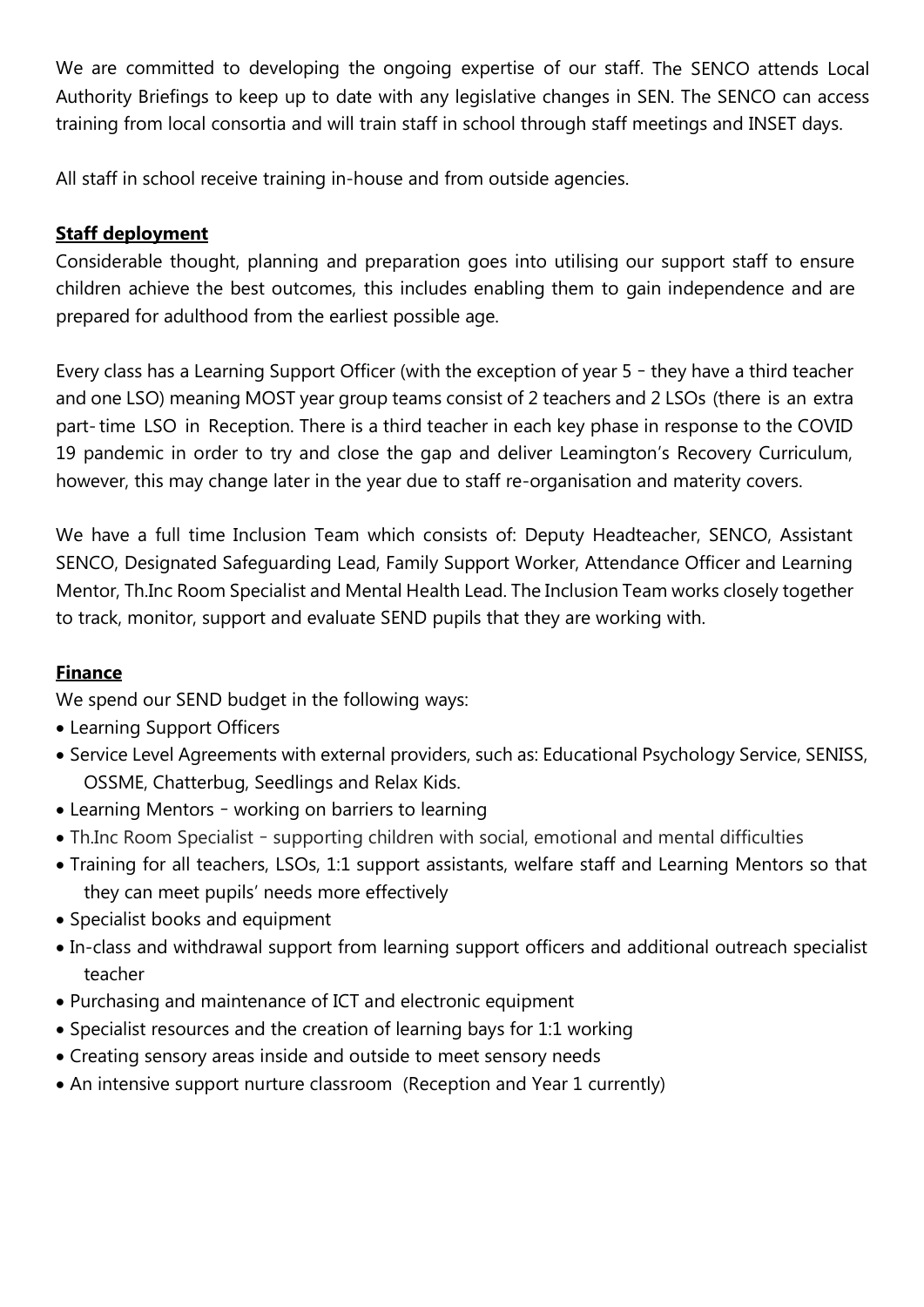We are committed to developing the ongoing expertise of our staff. The SENCO attends Local Authority Briefings to keep up to date with any legislative changes in SEN. The SENCO can access training from local consortia and will train staff in school through staff meetings and INSET days.

All staff in school receive training in-house and from outside agencies.

**Staff deployment**

Considerable thought, planning and preparation goes into utilising our support staff to ensure children achieve the best outcomes, this includes enabling them to gain independence and are prepared for adulthood from the earliest possible age.

Every class has a Learning Support Officer (with the exception of year 5 – they have a third teacher and one LSO) meaning MOST year group teams consist of 2 teachers and 2 LSOs (there is an extra part- time LSO in Reception. There is a third teacher in each key phase in response to the COVID 19 pandemic in order to try and close the gap and deliver Leamington's Recovery Curriculum, however, this may change later in the year due to staff re-organisation and materity covers.

We have a full time Inclusion Team which consists of: Deputy Headteacher, SENCO, Assistant SENCO, Designated Safeguarding Lead, Family Support Worker, Attendance Officer and Learning Mentor, Th.Inc Room Specialist and Mental Health Lead. The Inclusion Team works closely together to track, monitor, support and evaluate SEND pupils that they are working with.

**Finance**

We spend our SEND budget in the following ways:

- Learning Support Officers
- Service Level Agreements with external providers, such as: Educational Psychology Service, SENISS, OSSME, Chatterbug, Seedlings and Relax Kids.
- Learning Mentors – working on barriers to learning
- Th.Inc Room Specialist – supporting children with social, emotional and mental difficulties
- Training for all teachers, LSOs, 1:1 support assistants, welfare staff and Learning Mentors so that they can meet pupils' needs more effectively
- Specialist books and equipment
- In-class and withdrawal support from learning support officers and additional outreach specialist teacher
- Purchasing and maintenance of ICT and electronic equipment
- Specialist resources and the creation of learning bays for 1:1 working
- Creating sensory areas inside and outside to meet sensory needs
- An intensive support nurture classroom (Reception and Year 1 currently)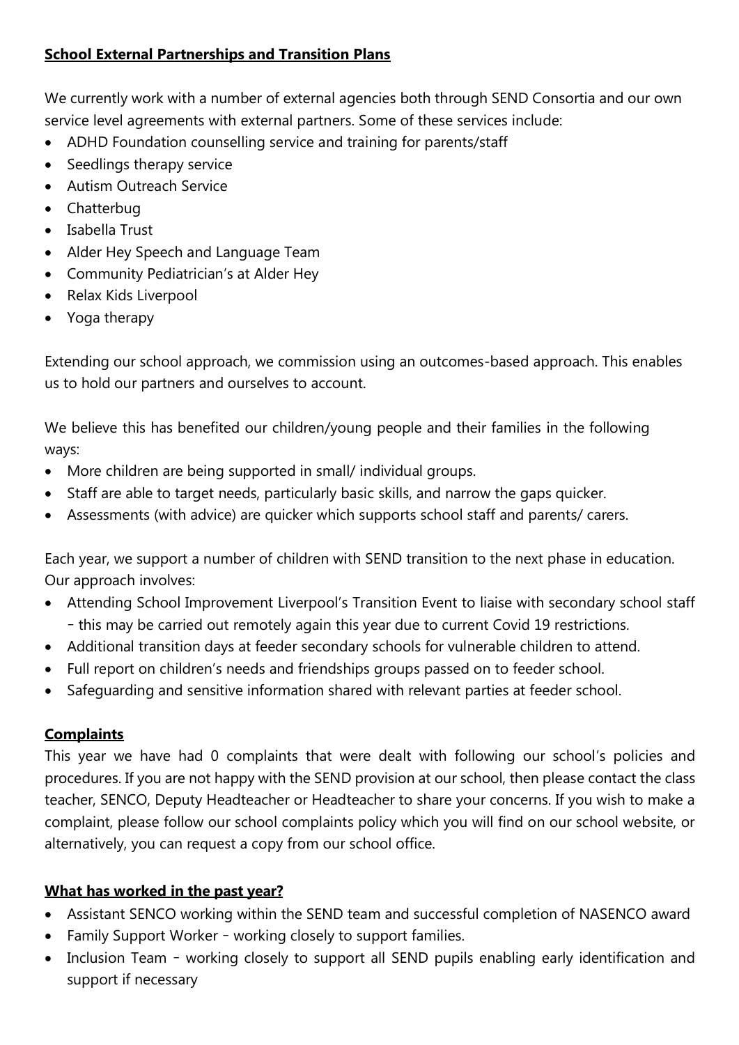**School External Partnerships and Transition Plans**

We currently work with a number of external agencies both through SEND Consortia and our own service level agreements with external partners. Some of these services include:

- ADHD Foundation counselling service and training for parents/staff
- Seedlings therapy service
- Autism Outreach Service
- Chatterbug
- Isabella Trust
- Alder Hey Speech and Language Team
- Community Pediatrician's at Alder Hey
- Relax Kids Liverpool
- Yoga therapy

Extending our school approach, we commission using an outcomes-based approach. This enables us to hold our partners and ourselves to account.

We believe this has benefited our children/young people and their families in the following ways:

- More children are being supported in small/ individual groups.
- Staff are able to target needs, particularly basic skills, and narrow the gaps quicker.
- Assessments (with advice) are quicker which supports school staff and parents/ carers.

Each year, we support a number of children with SEND transition to the next phase in education. Our approach involves:

- Attending School Improvement Liverpool's Transition Event to liaise with secondary school staff – this may be carried out remotely again this year due to current Covid 19 restrictions.
- Additional transition days at feeder secondary schools for vulnerable children to attend.
- Full report on children's needs and friendships groups passed on to feeder school.
- Safeguarding and sensitive information shared with relevant parties at feeder school.

**Complaints**

This year we have had 0 complaints that were dealt with following our school's policies and procedures. If you are not happy with the SEND provision at our school, then please contact the class teacher, SENCO, Deputy Headteacher or Headteacher to share your concerns. If you wish to make a complaint, please follow our school complaints policy which you will find on our school website, or alternatively, you can request a copy from our school office.

**What has worked in the past year?**

- Assistant SENCO working within the SEND team and successful completion of NASENCO award
- Family Support Worker – working closely to support families.
- Inclusion Team – working closely to support all SEND pupils enabling early identification and support if necessary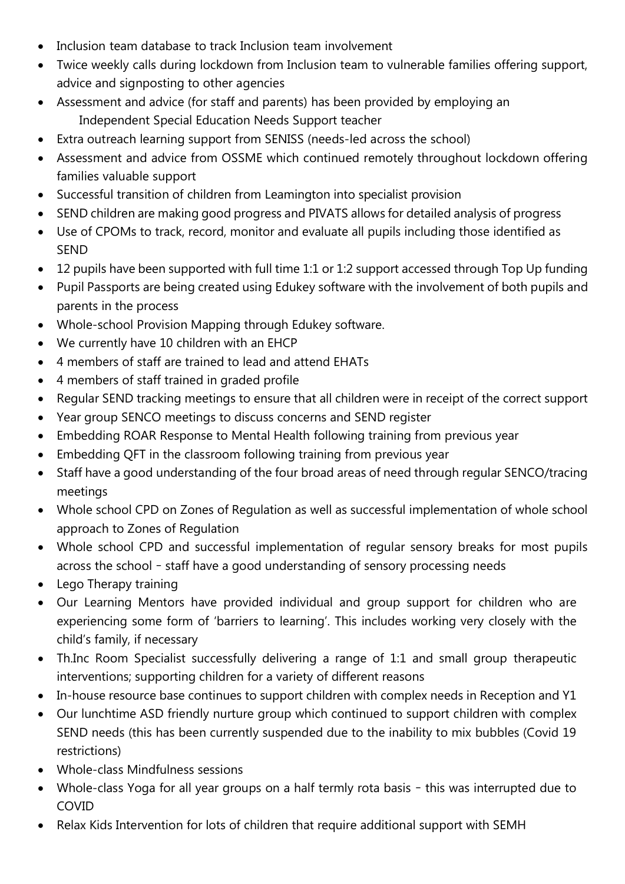- Inclusion team database to track Inclusion team involvement
- Twice weekly calls during lockdown from Inclusion team to vulnerable families offering support, advice and signposting to other agencies
- Assessment and advice (for staff and parents) has been provided by employing an Independent Special Education Needs Support teacher
- Extra outreach learning support from SENISS (needs-led across the school)
- Assessment and advice from OSSME which continued remotely throughout lockdown offering families valuable support
- Successful transition of children from Leamington into specialist provision
- SEND children are making good progress and PIVATS allows for detailed analysis of progress
- Use of CPOMs to track, record, monitor and evaluate all pupils including those identified as SEND
- 12 pupils have been supported with full time 1:1 or 1:2 support accessed through Top Up funding
- Pupil Passports are being created using Edukey software with the involvement of both pupils and parents in the process
- Whole-school Provision Mapping through Edukey software.
- We currently have 10 children with an EHCP
- 4 members of staff are trained to lead and attend EHATs
- 4 members of staff trained in graded profile
- Regular SEND tracking meetings to ensure that all children were in receipt of the correct support
- Year group SENCO meetings to discuss concerns and SEND register
- Embedding ROAR Response to Mental Health following training from previous year
- Embedding QFT in the classroom following training from previous year
- Staff have a good understanding of the four broad areas of need through regular SENCO/tracing meetings
- Whole school CPD on Zones of Regulation as well as successful implementation of whole school approach to Zones of Regulation
- Whole school CPD and successful implementation of regular sensory breaks for most pupils across the school – staff have a good understanding of sensory processing needs
- Lego Therapy training
- Our Learning Mentors have provided individual and group support for children who are experiencing some form of 'barriers to learning'. This includes working very closely with the child's family, if necessary
- Th.Inc Room Specialist successfully delivering a range of 1:1 and small group therapeutic interventions; supporting children for a variety of different reasons
- In-house resource base continues to support children with complex needs in Reception and Y1
- Our lunchtime ASD friendly nurture group which continued to support children with complex SEND needs (this has been currently suspended due to the inability to mix bubbles (Covid 19 restrictions)
- Whole-class Mindfulness sessions
- Whole-class Yoga for all year groups on a half termly rota basis – this was interrupted due to COVID
- Relax Kids Intervention for lots of children that require additional support with SEMH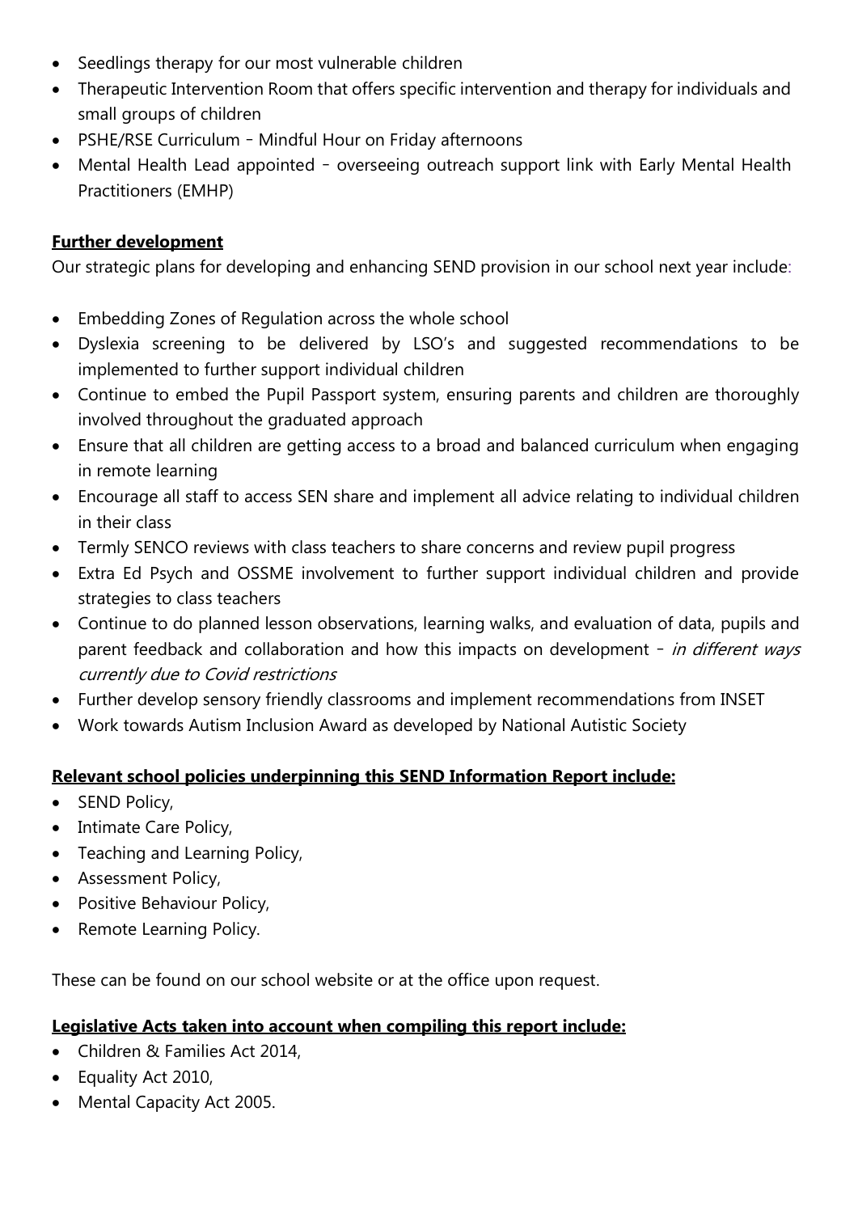- Seedlings therapy for our most vulnerable children
- Therapeutic Intervention Room that offers specific intervention and therapy for individuals and small groups of children
- PSHE/RSE Curriculum – Mindful Hour on Friday afternoons
- Mental Health Lead appointed – overseeing outreach support link with Early Mental Health Practitioners (EMHP)

**Further development**

Our strategic plans for developing and enhancing SEND provision in our school next year include:

- Embedding Zones of Regulation across the whole school
- Dyslexia screening to be delivered by LSO's and suggested recommendations to be implemented to further support individual children
- Continue to embed the Pupil Passport system, ensuring parents and children are thoroughly involved throughout the graduated approach
- Ensure that all children are getting access to a broad and balanced curriculum when engaging in remote learning
- Encourage all staff to access SEN share and implement all advice relating to individual children in their class
- Termly SENCO reviews with class teachers to share concerns and review pupil progress
- Extra Ed Psych and OSSME involvement to further support individual children and provide strategies to class teachers
- Continue to do planned lesson observations, learning walks, and evaluation of data, pupils and parent feedback and collaboration and how this impacts on development – *in different ways currently due to Covid restrictions*
- Further develop sensory friendly classrooms and implement recommendations from INSET
- Work towards Autism Inclusion Award as developed by National Autistic Society

**Relevant school policies underpinning this SEND Information Report include:**

- SEND Policy,
- Intimate Care Policy,
- Teaching and Learning Policy,
- Assessment Policy,
- Positive Behaviour Policy,
- Remote Learning Policy.

These can be found on our school website or at the office upon request.

**Legislative Acts taken into account when compiling this report include:**

- Children & Families Act 2014,
- Equality Act 2010,
- Mental Capacity Act 2005.